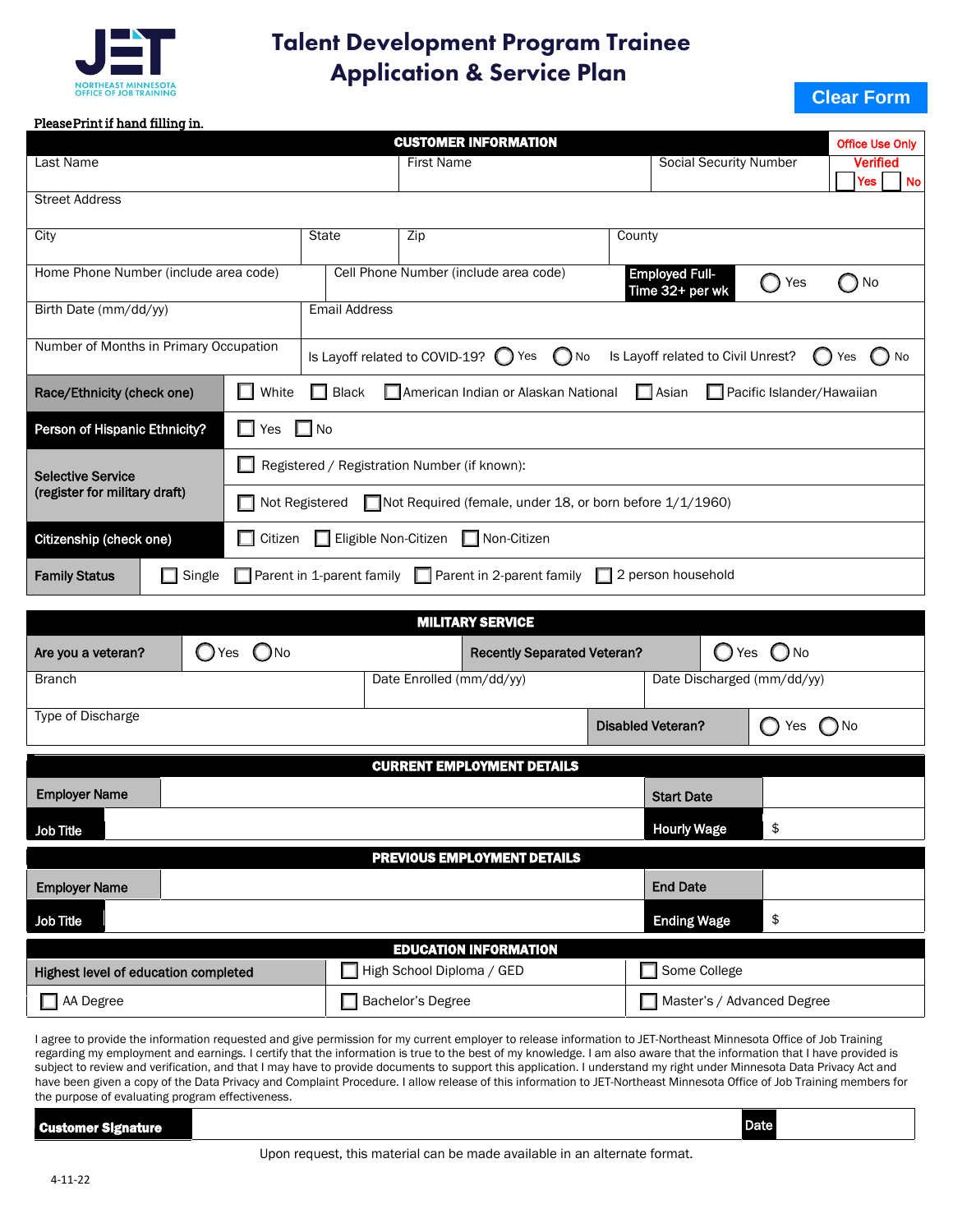JET NORTHEAST MINNESOTA OFFICE OF JOB TRAINING

# Talent Development Program Trainee Application & Service Plan

Clear Form

Please Print if hand filling in.

## CUSTOMER INFORMATION

| Last Name | First Name | Social Security Number | Office Use Only Verified ☐ Yes ☐ No |
|---|---|---|---|

| Street Address |
|---|

| City | State | Zip | County |
|---|---|---|---|

| Home Phone Number (include area code) | Cell Phone Number (include area code) | Employed Full-Time 32+ per wk | ◯ Yes ◯ No |
|---|---|---|---|

| Birth Date (mm/dd/yy) | Email Address |
|---|---|

| Number of Months in Primary Occupation | Is Layoff related to COVID-19? ◯ Yes ◯ No | Is Layoff related to Civil Unrest? ◯ Yes ◯ No |
|---|---|---|

| **Race/Ethnicity (check one)** | ☐ White ☐ Black ☐ American Indian or Alaskan National ☐ Asian ☐ Pacific Islander/Hawaiian |
|---|---|
| **Person of Hispanic Ethnicity?** | ☐ Yes ☐ No |
| **Selective Service (register for military draft)** | ☐ Registered / Registration Number (if known): |
| | ☐ Not Registered ☐ Not Required (female, under 18, or born before 1/1/1960) |
| **Citizenship (check one)** | ☐ Citizen ☐ Eligible Non-Citizen ☐ Non-Citizen |
| **Family Status** | ☐ Single ☐ Parent in 1-parent family ☐ Parent in 2-parent family ☐ 2 person household |

## MILITARY SERVICE

| **Are you a veteran?** | ◯ Yes ◯ No | **Recently Separated Veteran?** | ◯ Yes ◯ No |
|---|---|---|---|

| Branch | Date Enrolled (mm/dd/yy) | Date Discharged (mm/dd/yy) |
|---|---|---|

| Type of Discharge | **Disabled Veteran?** | ◯ Yes ◯ No |
|---|---|---|

## CURRENT EMPLOYMENT DETAILS

| **Employer Name** | | **Start Date** | |
|---|---|---|---|
| **Job Title** | | **Hourly Wage** | $ |

## PREVIOUS EMPLOYMENT DETAILS

| **Employer Name** | | **End Date** | |
|---|---|---|---|
| **Job Title** | | **Ending Wage** | $ |

## EDUCATION INFORMATION

| **Highest level of education completed** | ☐ High School Diploma / GED | ☐ Some College |
|---|---|---|
| ☐ AA Degree | ☐ Bachelor's Degree | ☐ Master's / Advanced Degree |

I agree to provide the information requested and give permission for my current employer to release information to JET-Northeast Minnesota Office of Job Training regarding my employment and earnings. I certify that the information is true to the best of my knowledge. I am also aware that the information that I have provided is subject to review and verification, and that I may have to provide documents to support this application. I understand my right under Minnesota Data Privacy Act and have been given a copy of the Data Privacy and Complaint Procedure. I allow release of this information to JET-Northeast Minnesota Office of Job Training members for the purpose of evaluating program effectiveness.

| **Customer Signature** | | **Date** | |
|---|---|---|---|

Upon request, this material can be made available in an alternate format.

4-11-22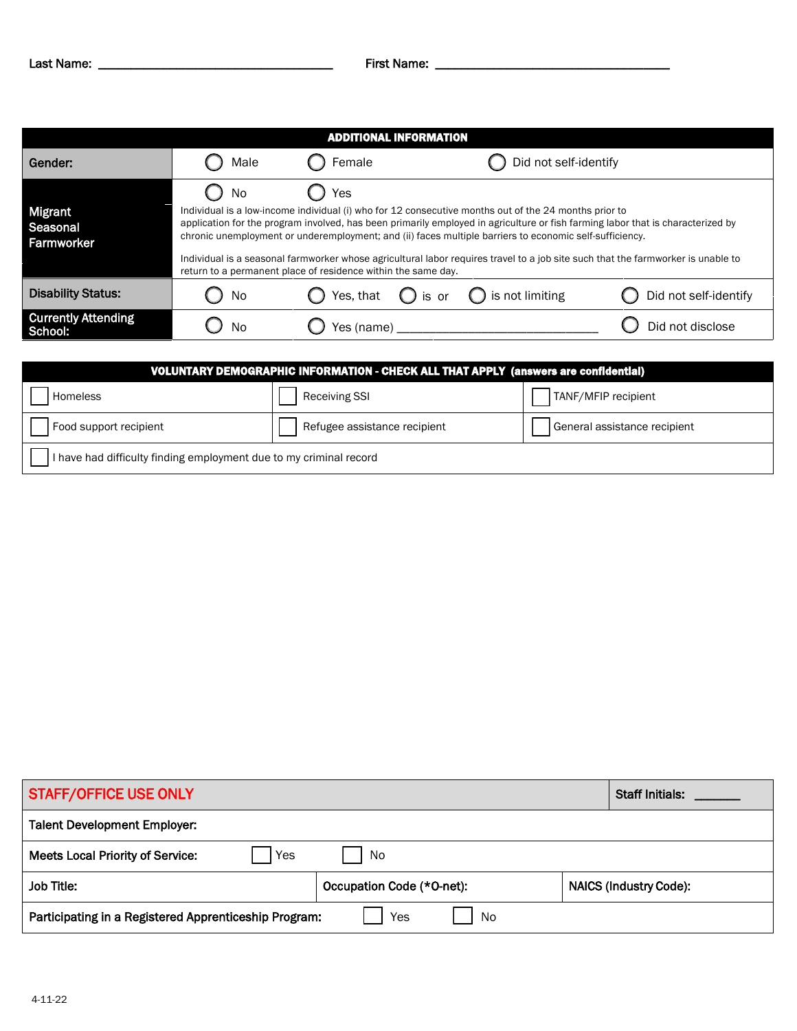Last Name: ______________________________ First Name: ______________________________

| ADDITIONAL INFORMATION | | | | | |
|---|---|---|---|---|---|
| **Gender:** | ◯ Male | ◯ Female | ◯ Did not self-identify | | |
| **Migrant Seasonal Farmworker** | ◯ No ◯ Yes<br>Individual is a low-income individual (i) who for 12 consecutive months out of the 24 months prior to application for the program involved, has been primarily employed in agriculture or fish farming labor that is characterized by chronic unemployment or underemployment; and (ii) faces multiple barriers to economic self-sufficiency.<br><br>Individual is a seasonal farmworker whose agricultural labor requires travel to a job site such that the farmworker is unable to return to a permanent place of residence within the same day. | | | | |
| **Disability Status:** | ◯ No | ◯ Yes, that | ◯ is or | ◯ is not limiting | ◯ Did not self-identify |
| **Currently Attending School:** | ◯ No | ◯ Yes (name) ______________________________ | ◯ Did not disclose | | |

| VOLUNTARY DEMOGRAPHIC INFORMATION - CHECK ALL THAT APPLY (answers are confidential) | | |
|---|---|---|
| ☐ Homeless | ☐ Receiving SSI | ☐ TANF/MFIP recipient |
| ☐ Food support recipient | ☐ Refugee assistance recipient | ☐ General assistance recipient |
| ☐ I have had difficulty finding employment due to my criminal record | | |

| STAFF/OFFICE USE ONLY | | Staff Initials: _______ |
|---|---|---|
| **Talent Development Employer:** | | |
| **Meets Local Priority of Service:** ☐ Yes ☐ No | | |
| **Job Title:** | **Occupation Code (*O-net):** | **NAICS (Industry Code):** |
| **Participating in a Registered Apprenticeship Program:** ☐ Yes ☐ No | | |

4-11-22